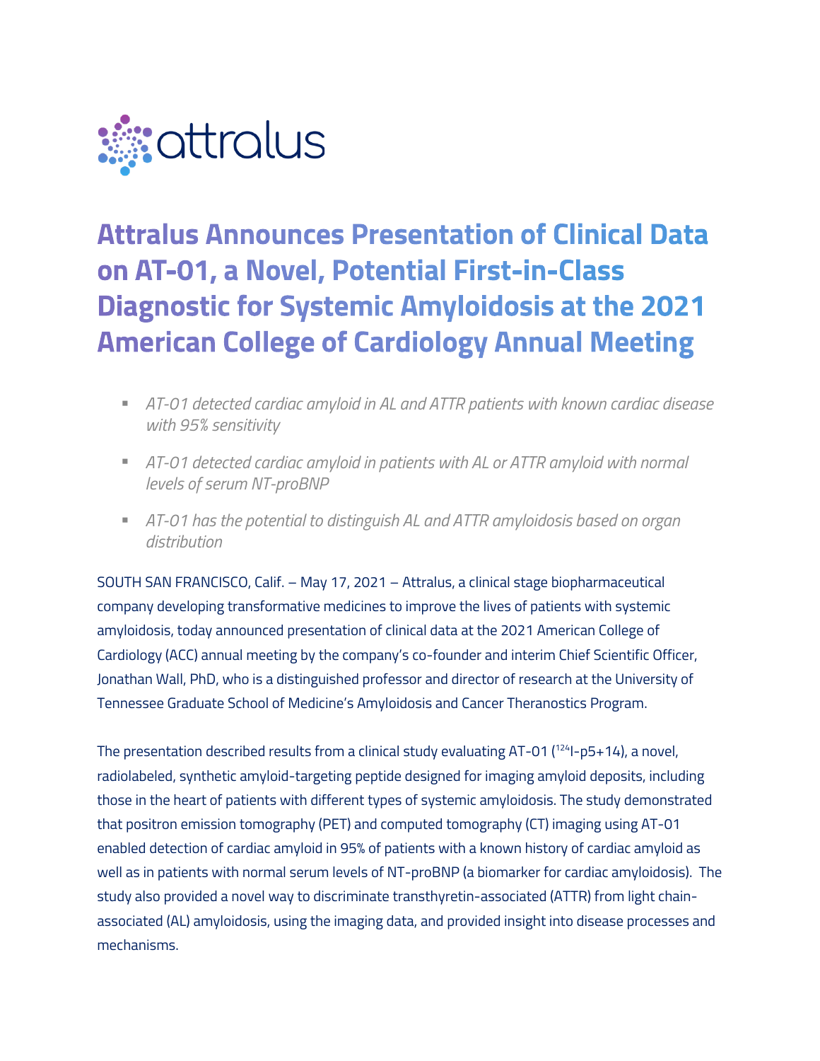# Attralus Announces Presentation of Clinical Data on AT-01, a Novel, Potential First-in-Class Diagnostic for Systemic Amyloidosis at the 2021 American College of Cardiology Annual Meeting

- *AT-01 detected cardiac amyloid in AL and ATTR patients with known cardiac disease with 95% sensitivity*
- *AT-01 detected cardiac amyloid in patients with AL or ATTR amyloid with normal levels of serum NT-proBNP*
- *AT-01 has the potential to distinguish AL and ATTR amyloidosis based on organ distribution*

SOUTH SAN FRANCISCO, Calif. – May 17, 2021 – Attralus, a clinical stage biopharmaceutical company developing transformative medicines to improve the lives of patients with systemic amyloidosis, today announced presentation of clinical data at the 2021 American College of Cardiology (ACC) annual meeting by the company's co-founder and interim Chief Scientific Officer, Jonathan Wall, PhD, who is a distinguished professor and director of research at the University of Tennessee Graduate School of Medicine's Amyloidosis and Cancer Theranostics Program.

The presentation described results from a clinical study evaluating AT-01 ($^{124}$I-p5+14), a novel, radiolabeled, synthetic amyloid-targeting peptide designed for imaging amyloid deposits, including those in the heart of patients with different types of systemic amyloidosis. The study demonstrated that positron emission tomography (PET) and computed tomography (CT) imaging using AT-01 enabled detection of cardiac amyloid in 95% of patients with a known history of cardiac amyloid as well as in patients with normal serum levels of NT-proBNP (a biomarker for cardiac amyloidosis). The study also provided a novel way to discriminate transthyretin-associated (ATTR) from light chain-associated (AL) amyloidosis, using the imaging data, and provided insight into disease processes and mechanisms.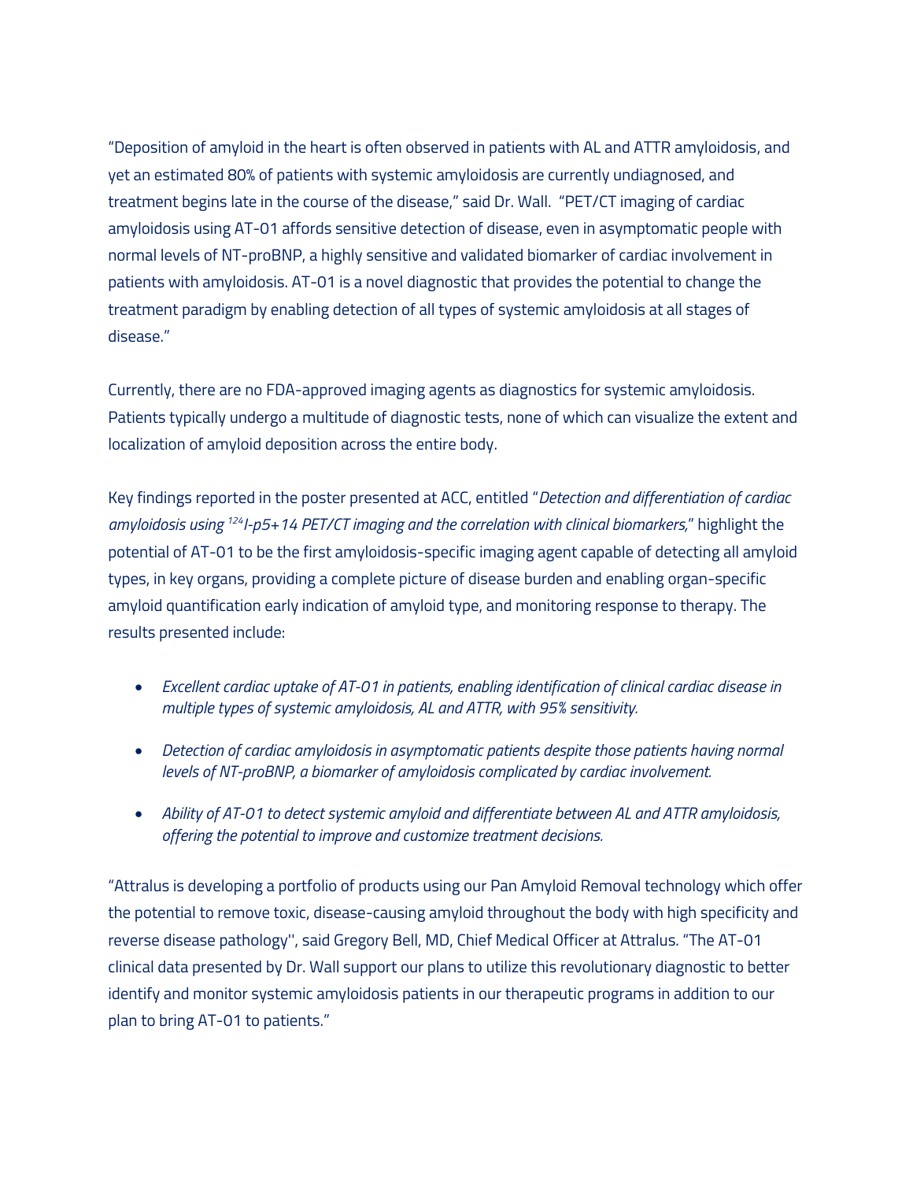"Deposition of amyloid in the heart is often observed in patients with AL and ATTR amyloidosis, and yet an estimated 80% of patients with systemic amyloidosis are currently undiagnosed, and treatment begins late in the course of the disease," said Dr. Wall. "PET/CT imaging of cardiac amyloidosis using AT-01 affords sensitive detection of disease, even in asymptomatic people with normal levels of NT-proBNP, a highly sensitive and validated biomarker of cardiac involvement in patients with amyloidosis. AT-01 is a novel diagnostic that provides the potential to change the treatment paradigm by enabling detection of all types of systemic amyloidosis at all stages of disease."

Currently, there are no FDA-approved imaging agents as diagnostics for systemic amyloidosis. Patients typically undergo a multitude of diagnostic tests, none of which can visualize the extent and localization of amyloid deposition across the entire body.

Key findings reported in the poster presented at ACC, entitled "*Detection and differentiation of cardiac amyloidosis using $^{124}$I-p5+14 PET/CT imaging and the correlation with clinical biomarkers,*" highlight the potential of AT-01 to be the first amyloidosis-specific imaging agent capable of detecting all amyloid types, in key organs, providing a complete picture of disease burden and enabling organ-specific amyloid quantification early indication of amyloid type, and monitoring response to therapy. The results presented include:

- *Excellent cardiac uptake of AT-01 in patients, enabling identification of clinical cardiac disease in multiple types of systemic amyloidosis, AL and ATTR, with 95% sensitivity.*
- *Detection of cardiac amyloidosis in asymptomatic patients despite those patients having normal levels of NT-proBNP, a biomarker of amyloidosis complicated by cardiac involvement.*
- *Ability of AT-01 to detect systemic amyloid and differentiate between AL and ATTR amyloidosis, offering the potential to improve and customize treatment decisions.*

"Attralus is developing a portfolio of products using our Pan Amyloid Removal technology which offer the potential to remove toxic, disease-causing amyloid throughout the body with high specificity and reverse disease pathology'', said Gregory Bell, MD, Chief Medical Officer at Attralus. "The AT-01 clinical data presented by Dr. Wall support our plans to utilize this revolutionary diagnostic to better identify and monitor systemic amyloidosis patients in our therapeutic programs in addition to our plan to bring AT-01 to patients."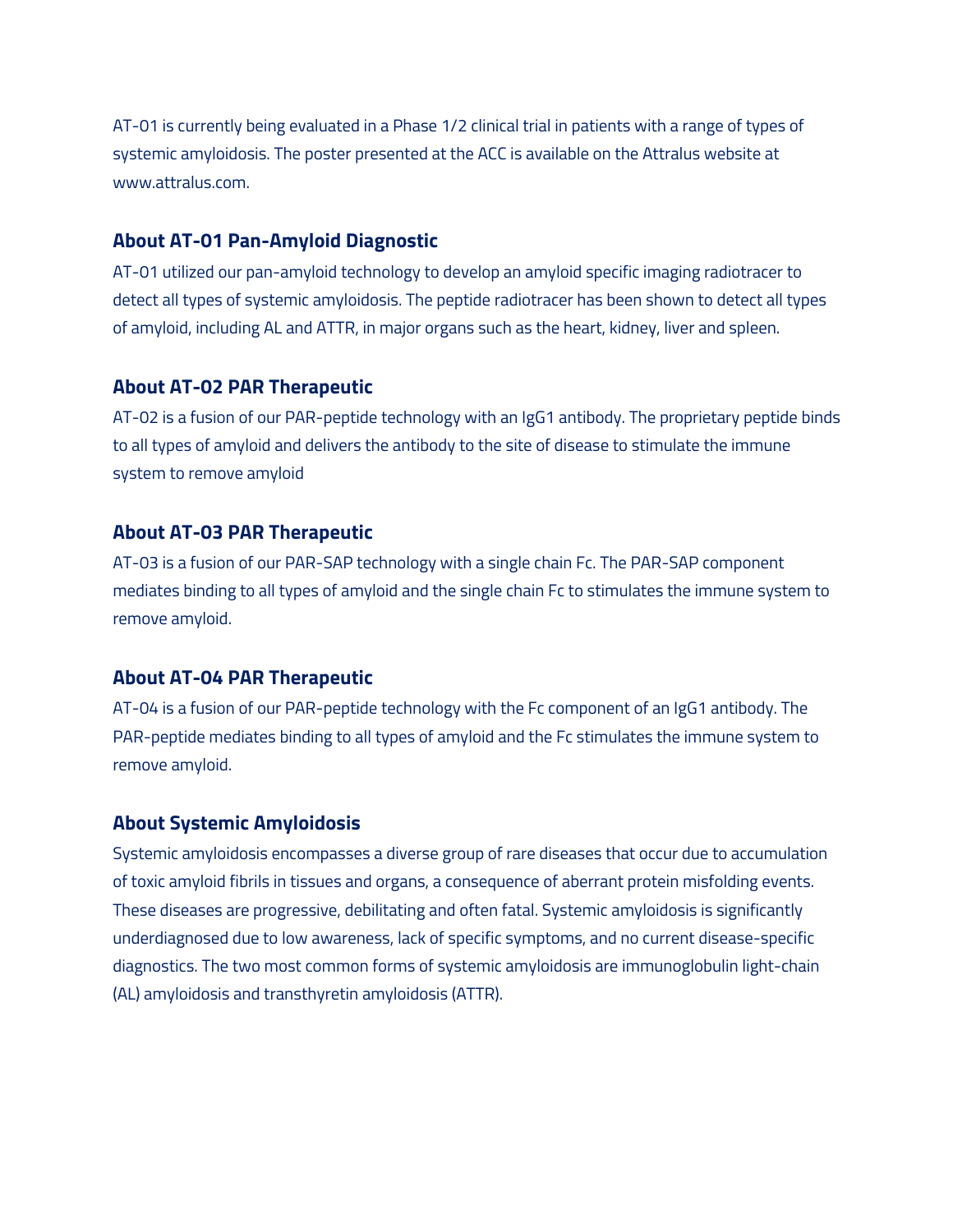AT-01 is currently being evaluated in a Phase 1/2 clinical trial in patients with a range of types of systemic amyloidosis. The poster presented at the ACC is available on the Attralus website at www.attralus.com.

### About AT-01 Pan-Amyloid Diagnostic

AT-01 utilized our pan-amyloid technology to develop an amyloid specific imaging radiotracer to detect all types of systemic amyloidosis. The peptide radiotracer has been shown to detect all types of amyloid, including AL and ATTR, in major organs such as the heart, kidney, liver and spleen.

### About AT-02 PAR Therapeutic

AT-02 is a fusion of our PAR-peptide technology with an IgG1 antibody. The proprietary peptide binds to all types of amyloid and delivers the antibody to the site of disease to stimulate the immune system to remove amyloid

### About AT-03 PAR Therapeutic

AT-03 is a fusion of our PAR-SAP technology with a single chain Fc. The PAR-SAP component mediates binding to all types of amyloid and the single chain Fc to stimulates the immune system to remove amyloid.

### About AT-04 PAR Therapeutic

AT-04 is a fusion of our PAR-peptide technology with the Fc component of an IgG1 antibody. The PAR-peptide mediates binding to all types of amyloid and the Fc stimulates the immune system to remove amyloid.

### About Systemic Amyloidosis

Systemic amyloidosis encompasses a diverse group of rare diseases that occur due to accumulation of toxic amyloid fibrils in tissues and organs, a consequence of aberrant protein misfolding events. These diseases are progressive, debilitating and often fatal. Systemic amyloidosis is significantly underdiagnosed due to low awareness, lack of specific symptoms, and no current disease-specific diagnostics. The two most common forms of systemic amyloidosis are immunoglobulin light-chain (AL) amyloidosis and transthyretin amyloidosis (ATTR).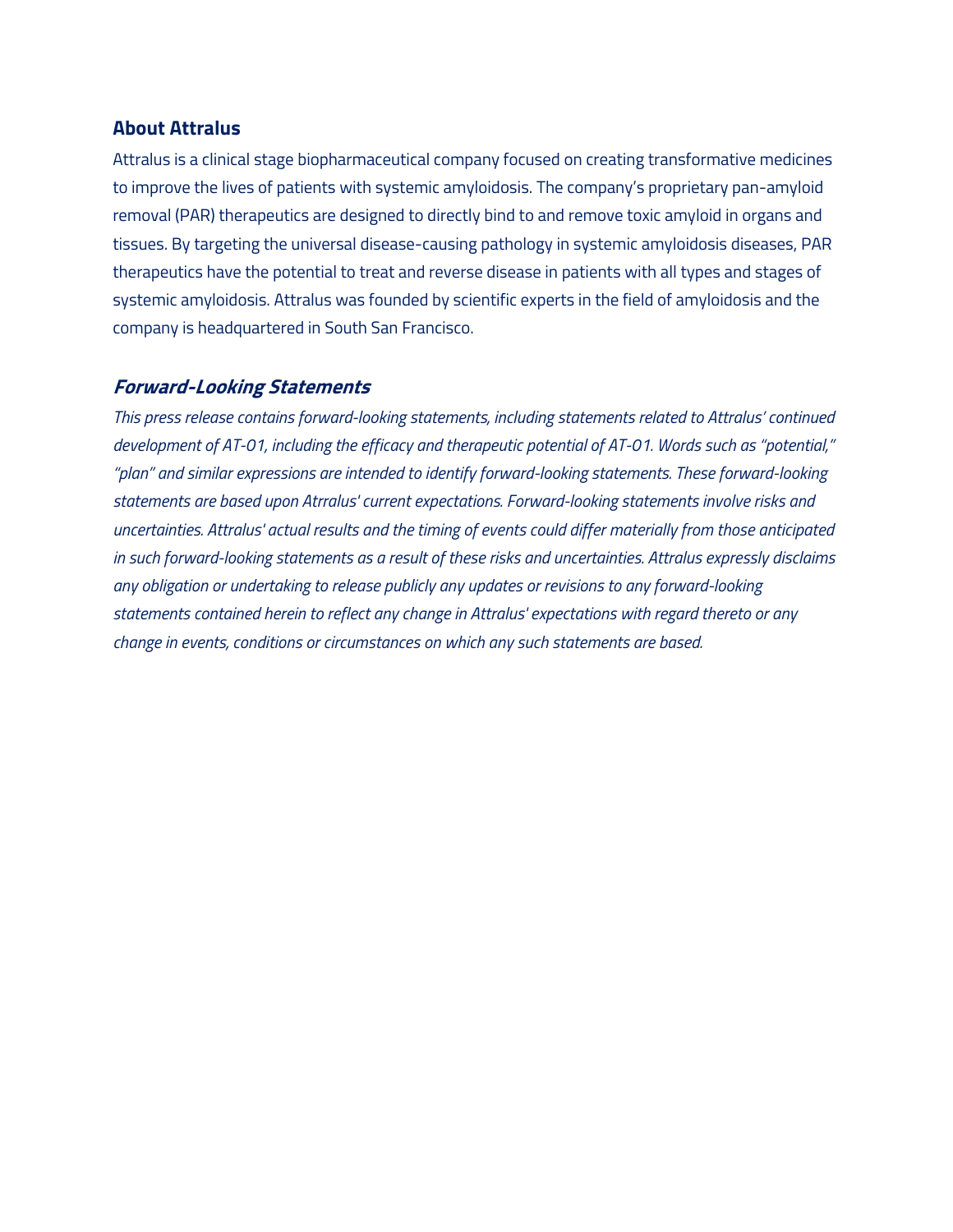## About Attralus

Attralus is a clinical stage biopharmaceutical company focused on creating transformative medicines to improve the lives of patients with systemic amyloidosis. The company's proprietary pan-amyloid removal (PAR) therapeutics are designed to directly bind to and remove toxic amyloid in organs and tissues. By targeting the universal disease-causing pathology in systemic amyloidosis diseases, PAR therapeutics have the potential to treat and reverse disease in patients with all types and stages of systemic amyloidosis. Attralus was founded by scientific experts in the field of amyloidosis and the company is headquartered in South San Francisco.

## *Forward-Looking Statements*

*This press release contains forward-looking statements, including statements related to Attralus' continued development of AT-01, including the efficacy and therapeutic potential of AT-01. Words such as "potential," "plan" and similar expressions are intended to identify forward-looking statements. These forward-looking statements are based upon Atrralus' current expectations. Forward-looking statements involve risks and uncertainties. Attralus' actual results and the timing of events could differ materially from those anticipated in such forward-looking statements as a result of these risks and uncertainties. Attralus expressly disclaims any obligation or undertaking to release publicly any updates or revisions to any forward-looking statements contained herein to reflect any change in Attralus' expectations with regard thereto or any change in events, conditions or circumstances on which any such statements are based.*